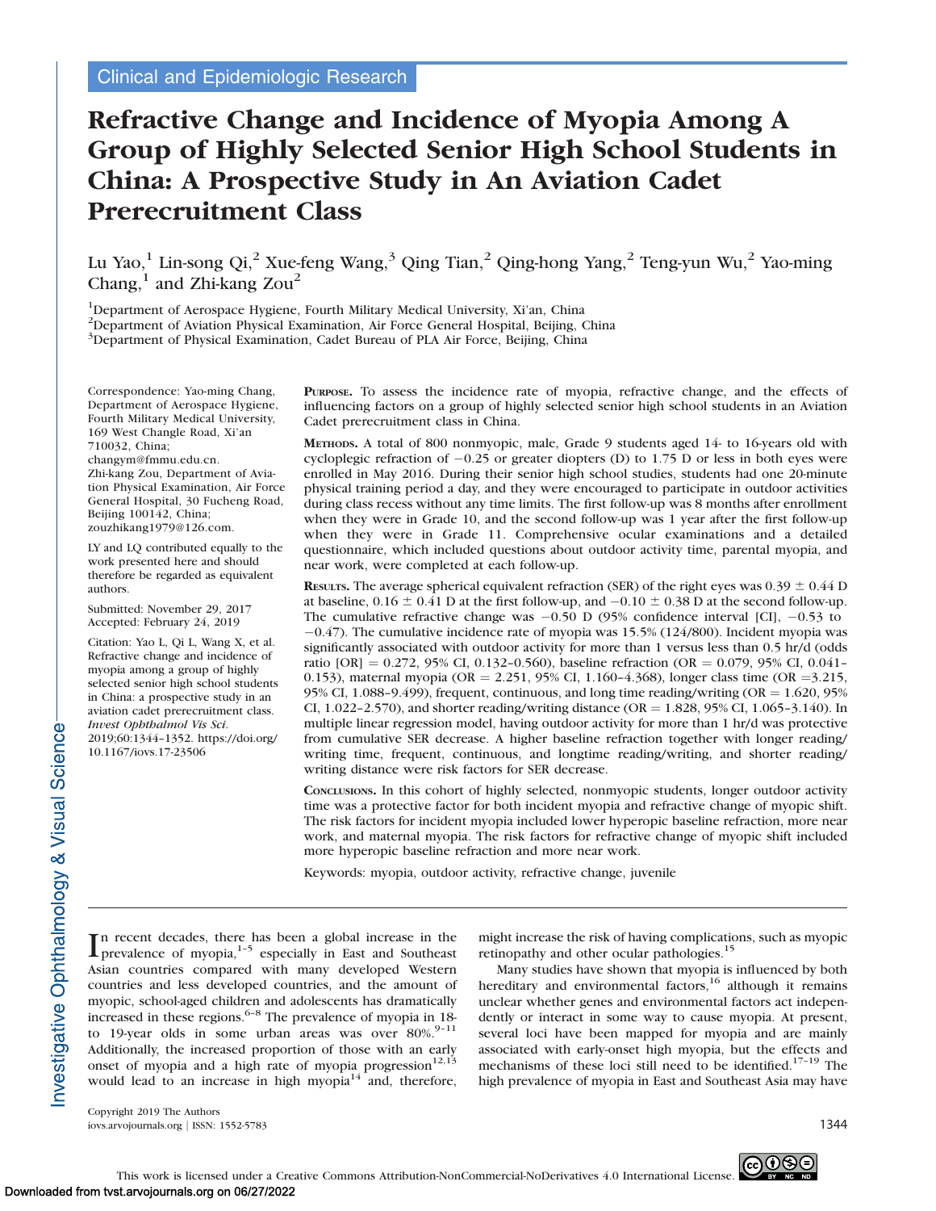Clinical and Epidemiologic Research

# Refractive Change and Incidence of Myopia Among A Group of Highly Selected Senior High School Students in China: A Prospective Study in An Aviation Cadet Prerecruitment Class

Lu Yao,[1] Lin-song Qi,[2] Xue-feng Wang,[3] Qing Tian,[2] Qing-hong Yang,[2] Teng-yun Wu,[2] Yao-ming Chang,[1] and Zhi-kang Zou[2]

[1]Department of Aerospace Hygiene, Fourth Military Medical University, Xi'an, China
[2]Department of Aviation Physical Examination, Air Force General Hospital, Beijing, China
[3]Department of Physical Examination, Cadet Bureau of PLA Air Force, Beijing, China

Correspondence: Yao-ming Chang, Department of Aerospace Hygiene, Fourth Military Medical University, 169 West Changle Road, Xi'an 710032, China; changym@fmmu.edu.cn.
Zhi-kang Zou, Department of Aviation Physical Examination, Air Force General Hospital, 30 Fucheng Road, Beijing 100142, China; zouzhikang1979@126.com.

LY and LQ contributed equally to the work presented here and should therefore be regarded as equivalent authors.

Submitted: November 29, 2017
Accepted: February 24, 2019

Citation: Yao L, Qi L, Wang X, et al. Refractive change and incidence of myopia among a group of highly selected senior high school students in China: a prospective study in an aviation cadet prerecruitment class. *Invest Ophthalmol Vis Sci.* 2019;60:1344–1352. https://doi.org/10.1167/iovs.17-23506

**Purpose.** To assess the incidence rate of myopia, refractive change, and the effects of influencing factors on a group of highly selected senior high school students in an Aviation Cadet prerecruitment class in China.

**Methods.** A total of 800 nonmyopic, male, Grade 9 students aged 14- to 16-years old with cycloplegic refraction of −0.25 or greater diopters (D) to 1.75 D or less in both eyes were enrolled in May 2016. During their senior high school studies, students had one 20-minute physical training period a day, and they were encouraged to participate in outdoor activities during class recess without any time limits. The first follow-up was 8 months after enrollment when they were in Grade 10, and the second follow-up was 1 year after the first follow-up when they were in Grade 11. Comprehensive ocular examinations and a detailed questionnaire, which included questions about outdoor activity time, parental myopia, and near work, were completed at each follow-up.

**Results.** The average spherical equivalent refraction (SER) of the right eyes was 0.39 ± 0.44 D at baseline, 0.16 ± 0.41 D at the first follow-up, and −0.10 ± 0.38 D at the second follow-up. The cumulative refractive change was −0.50 D (95% confidence interval [CI], −0.53 to −0.47). The cumulative incidence rate of myopia was 15.5% (124/800). Incident myopia was significantly associated with outdoor activity for more than 1 versus less than 0.5 hr/d (odds ratio [OR] = 0.272, 95% CI, 0.132–0.560), baseline refraction (OR = 0.079, 95% CI, 0.041–0.153), maternal myopia (OR = 2.251, 95% CI, 1.160–4.368), longer class time (OR = 3.215, 95% CI, 1.088–9.499), frequent, continuous, and long time reading/writing (OR = 1.620, 95% CI, 1.022–2.570), and shorter reading/writing distance (OR = 1.828, 95% CI, 1.065–3.140). In multiple linear regression model, having outdoor activity for more than 1 hr/d was protective from cumulative SER decrease. A higher baseline refraction together with longer reading/writing time, frequent, continuous, and longtime reading/writing, and shorter reading/writing distance were risk factors for SER decrease.

**Conclusions.** In this cohort of highly selected, nonmyopic students, longer outdoor activity time was a protective factor for both incident myopia and refractive change of myopic shift. The risk factors for incident myopia included lower hyperopic baseline refraction, more near work, and maternal myopia. The risk factors for refractive change of myopic shift included more hyperopic baseline refraction and more near work.

Keywords: myopia, outdoor activity, refractive change, juvenile

In recent decades, there has been a global increase in the prevalence of myopia,[1–5] especially in East and Southeast Asian countries compared with many developed Western countries and less developed countries, and the amount of myopic, school-aged children and adolescents has dramatically increased in these regions.[6–8] The prevalence of myopia in 18- to 19-year olds in some urban areas was over 80%.[9–11] Additionally, the increased proportion of those with an early onset of myopia and a high rate of myopia progression[12,13] would lead to an increase in high myopia[14] and, therefore, might increase the risk of having complications, such as myopic retinopathy and other ocular pathologies.[15]

Many studies have shown that myopia is influenced by both hereditary and environmental factors,[16] although it remains unclear whether genes and environmental factors act independently or interact in some way to cause myopia. At present, several loci have been mapped for myopia and are mainly associated with early-onset high myopia, but the effects and mechanisms of these loci still need to be identified.[17–19] The high prevalence of myopia in East and Southeast Asia may have

Copyright 2019 The Authors
iovs.arvojournals.org | ISSN: 1552-5783

This work is licensed under a Creative Commons Attribution-NonCommercial-NoDerivatives 4.0 International License.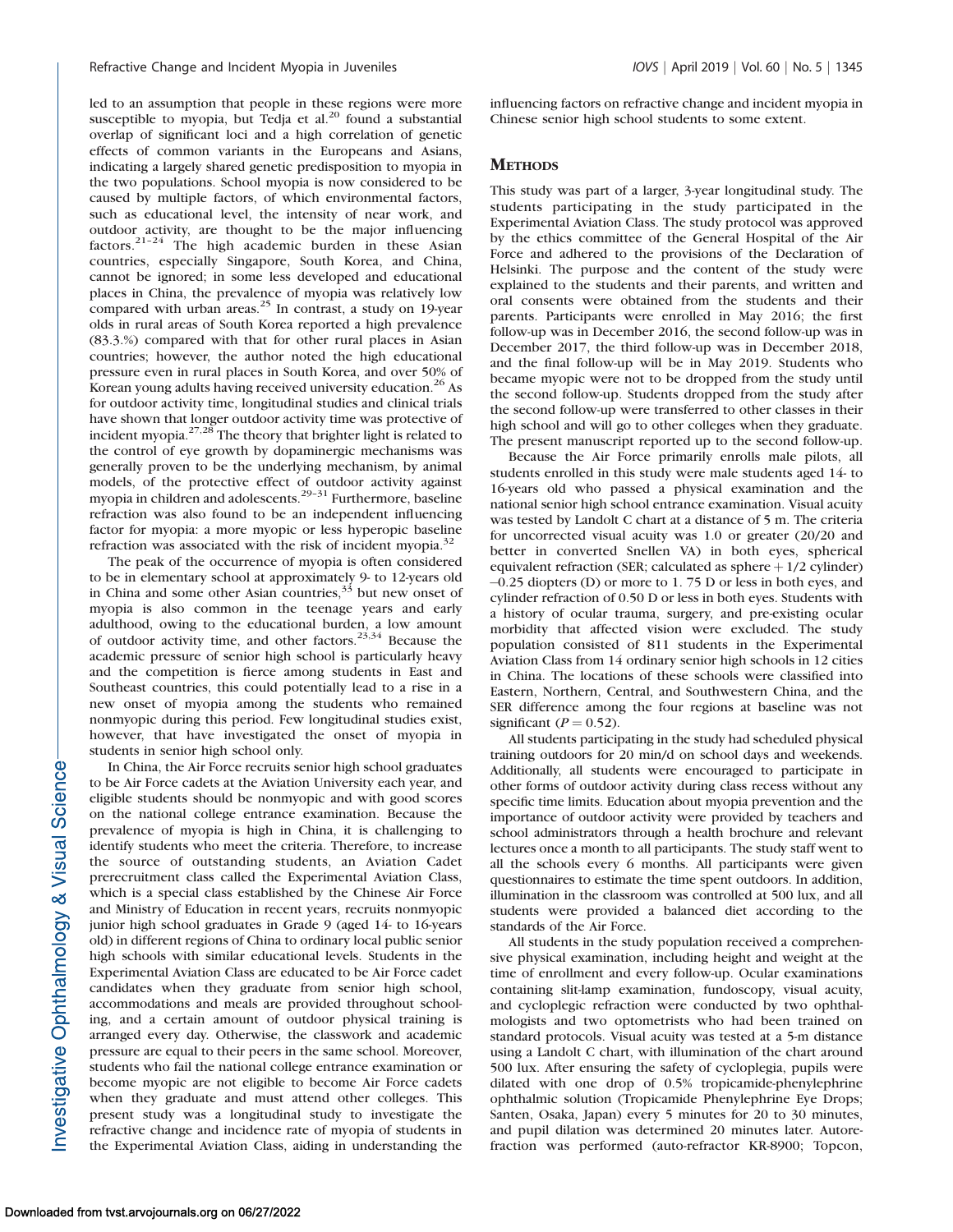led to an assumption that people in these regions were more susceptible to myopia, but Tedja et al.[20] found a substantial overlap of significant loci and a high correlation of genetic effects of common variants in the Europeans and Asians, indicating a largely shared genetic predisposition to myopia in the two populations. School myopia is now considered to be caused by multiple factors, of which environmental factors, such as educational level, the intensity of near work, and outdoor activity, are thought to be the major influencing factors.[21–24] The high academic burden in these Asian countries, especially Singapore, South Korea, and China, cannot be ignored; in some less developed and educational places in China, the prevalence of myopia was relatively low compared with urban areas.[25] In contrast, a study on 19-year olds in rural areas of South Korea reported a high prevalence (83.3.%) compared with that for other rural places in Asian countries; however, the author noted the high educational pressure even in rural places in South Korea, and over 50% of Korean young adults having received university education.[26] As for outdoor activity time, longitudinal studies and clinical trials have shown that longer outdoor activity time was protective of incident myopia.[27,28] The theory that brighter light is related to the control of eye growth by dopaminergic mechanisms was generally proven to be the underlying mechanism, by animal models, of the protective effect of outdoor activity against myopia in children and adolescents.[29–31] Furthermore, baseline refraction was also found to be an independent influencing factor for myopia: a more myopic or less hyperopic baseline refraction was associated with the risk of incident myopia.[32]

The peak of the occurrence of myopia is often considered to be in elementary school at approximately 9- to 12-years old in China and some other Asian countries,[33] but new onset of myopia is also common in the teenage years and early adulthood, owing to the educational burden, a low amount of outdoor activity time, and other factors.[23,34] Because the academic pressure of senior high school is particularly heavy and the competition is fierce among students in East and Southeast countries, this could potentially lead to a rise in a new onset of myopia among the students who remained nonmyopic during this period. Few longitudinal studies exist, however, that have investigated the onset of myopia in students in senior high school only.

In China, the Air Force recruits senior high school graduates to be Air Force cadets at the Aviation University each year, and eligible students should be nonmyopic and with good scores on the national college entrance examination. Because the prevalence of myopia is high in China, it is challenging to identify students who meet the criteria. Therefore, to increase the source of outstanding students, an Aviation Cadet prerecruitment class called the Experimental Aviation Class, which is a special class established by the Chinese Air Force and Ministry of Education in recent years, recruits nonmyopic junior high school graduates in Grade 9 (aged 14- to 16-years old) in different regions of China to ordinary local public senior high schools with similar educational levels. Students in the Experimental Aviation Class are educated to be Air Force cadet candidates when they graduate from senior high school, accommodations and meals are provided throughout schooling, and a certain amount of outdoor physical training is arranged every day. Otherwise, the classwork and academic pressure are equal to their peers in the same school. Moreover, students who fail the national college entrance examination or become myopic are not eligible to become Air Force cadets when they graduate and must attend other colleges. This present study was a longitudinal study to investigate the refractive change and incidence rate of myopia of students in the Experimental Aviation Class, aiding in understanding the influencing factors on refractive change and incident myopia in Chinese senior high school students to some extent.

## METHODS

This study was part of a larger, 3-year longitudinal study. The students participating in the study participated in the Experimental Aviation Class. The study protocol was approved by the ethics committee of the General Hospital of the Air Force and adhered to the provisions of the Declaration of Helsinki. The purpose and the content of the study were explained to the students and their parents, and written and oral consents were obtained from the students and their parents. Participants were enrolled in May 2016; the first follow-up was in December 2016, the second follow-up was in December 2017, the third follow-up was in December 2018, and the final follow-up will be in May 2019. Students who became myopic were not to be dropped from the study until the second follow-up. Students dropped from the study after the second follow-up were transferred to other classes in their high school and will go to other colleges when they graduate. The present manuscript reported up to the second follow-up.

Because the Air Force primarily enrolls male pilots, all students enrolled in this study were male students aged 14- to 16-years old who passed a physical examination and the national senior high school entrance examination. Visual acuity was tested by Landolt C chart at a distance of 5 m. The criteria for uncorrected visual acuity was 1.0 or greater (20/20 and better in converted Snellen VA) in both eyes, spherical equivalent refraction (SER; calculated as sphere + 1/2 cylinder) –0.25 diopters (D) or more to 1. 75 D or less in both eyes, and cylinder refraction of 0.50 D or less in both eyes. Students with a history of ocular trauma, surgery, and pre-existing ocular morbidity that affected vision were excluded. The study population consisted of 811 students in the Experimental Aviation Class from 14 ordinary senior high schools in 12 cities in China. The locations of these schools were classified into Eastern, Northern, Central, and Southwestern China, and the SER difference among the four regions at baseline was not significant ($P = 0.52$).

All students participating in the study had scheduled physical training outdoors for 20 min/d on school days and weekends. Additionally, all students were encouraged to participate in other forms of outdoor activity during class recess without any specific time limits. Education about myopia prevention and the importance of outdoor activity were provided by teachers and school administrators through a health brochure and relevant lectures once a month to all participants. The study staff went to all the schools every 6 months. All participants were given questionnaires to estimate the time spent outdoors. In addition, illumination in the classroom was controlled at 500 lux, and all students were provided a balanced diet according to the standards of the Air Force.

All students in the study population received a comprehensive physical examination, including height and weight at the time of enrollment and every follow-up. Ocular examinations containing slit-lamp examination, fundoscopy, visual acuity, and cycloplegic refraction were conducted by two ophthalmologists and two optometrists who had been trained on standard protocols. Visual acuity was tested at a 5-m distance using a Landolt C chart, with illumination of the chart around 500 lux. After ensuring the safety of cycloplegia, pupils were dilated with one drop of 0.5% tropicamide-phenylephrine ophthalmic solution (Tropicamide Phenylephrine Eye Drops; Santen, Osaka, Japan) every 5 minutes for 20 to 30 minutes, and pupil dilation was determined 20 minutes later. Autorefraction was performed (auto-refractor KR-8900; Topcon,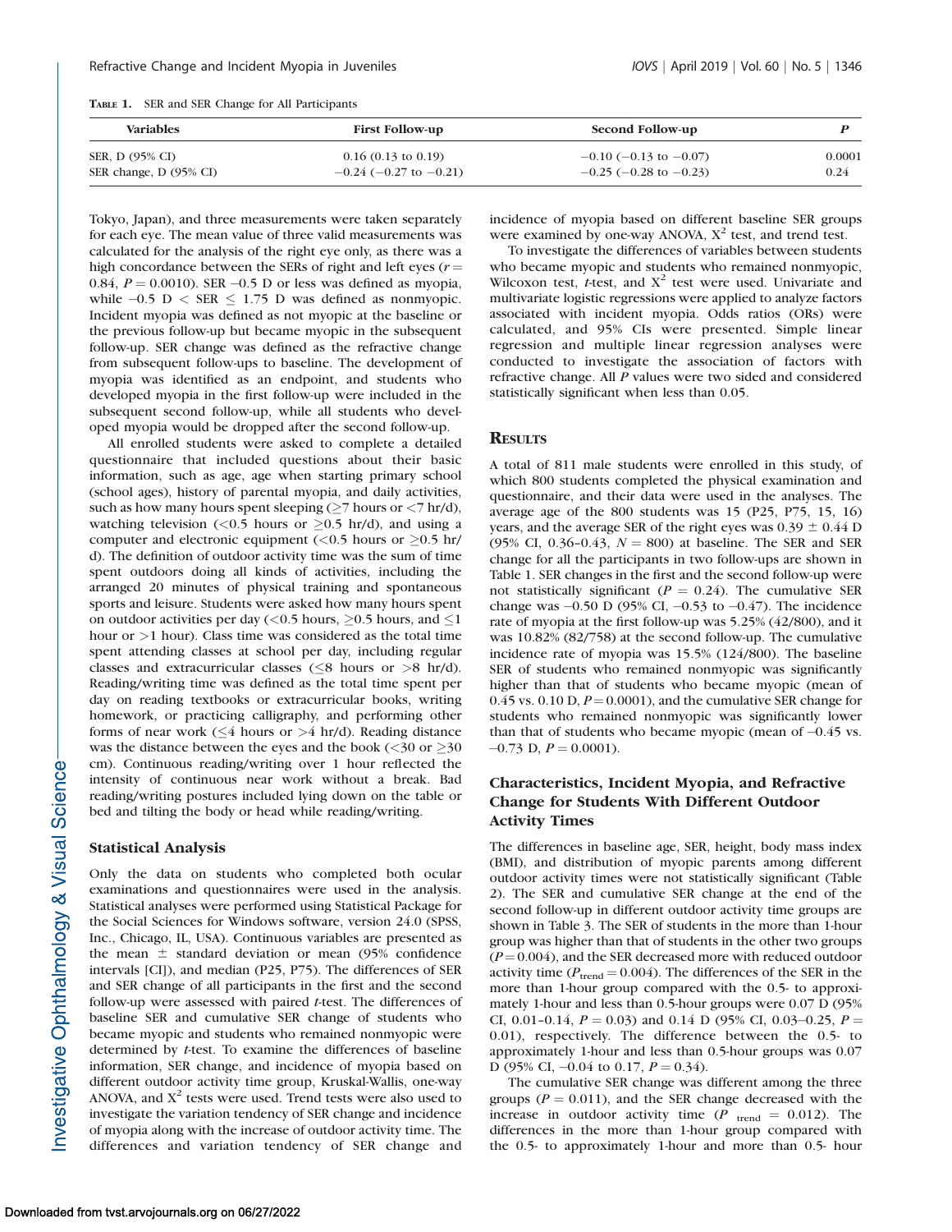**Table 1.** SER and SER Change for All Participants

| Variables | First Follow-up | Second Follow-up | *P* |
|---|---|---|---|
| SER, D (95% CI) | 0.16 (0.13 to 0.19) | −0.10 (−0.13 to −0.07) | 0.0001 |
| SER change, D (95% CI) | −0.24 (−0.27 to −0.21) | −0.25 (−0.28 to −0.23) | 0.24 |

Tokyo, Japan), and three measurements were taken separately for each eye. The mean value of three valid measurements was calculated for the analysis of the right eye only, as there was a high concordance between the SERs of right and left eyes ($r = 0.84$, $P = 0.0010$). SER −0.5 D or less was defined as myopia, while −0.5 D < SER ≤ 1.75 D was defined as nonmyopic. Incident myopia was defined as not myopic at the baseline or the previous follow-up but became myopic in the subsequent follow-up. SER change was defined as the refractive change from subsequent follow-ups to baseline. The development of myopia was identified as an endpoint, and students who developed myopia in the first follow-up were included in the subsequent second follow-up, while all students who developed myopia would be dropped after the second follow-up.

All enrolled students were asked to complete a detailed questionnaire that included questions about their basic information, such as age, age when starting primary school (school ages), history of parental myopia, and daily activities, such as how many hours spent sleeping (≥7 hours or <7 hr/d), watching television (<0.5 hours or ≥0.5 hr/d), and using a computer and electronic equipment (<0.5 hours or ≥0.5 hr/d). The definition of outdoor activity time was the sum of time spent outdoors doing all kinds of activities, including the arranged 20 minutes of physical training and spontaneous sports and leisure. Students were asked how many hours spent on outdoor activities per day (<0.5 hours, ≥0.5 hours, and ≤1 hour or >1 hour). Class time was considered as the total time spent attending classes at school per day, including regular classes and extracurricular classes (≤8 hours or >8 hr/d). Reading/writing time was defined as the total time spent per day on reading textbooks or extracurricular books, writing homework, or practicing calligraphy, and performing other forms of near work (≤4 hours or >4 hr/d). Reading distance was the distance between the eyes and the book (<30 or ≥30 cm). Continuous reading/writing over 1 hour reflected the intensity of continuous near work without a break. Bad reading/writing postures included lying down on the table or bed and tilting the body or head while reading/writing.

### Statistical Analysis

Only the data on students who completed both ocular examinations and questionnaires were used in the analysis. Statistical analyses were performed using Statistical Package for the Social Sciences for Windows software, version 24.0 (SPSS, Inc., Chicago, IL, USA). Continuous variables are presented as the mean ± standard deviation or mean (95% confidence intervals [CI]), and median (P25, P75). The differences of SER and SER change of all participants in the first and the second follow-up were assessed with paired *t*-test. The differences of baseline SER and cumulative SER change of students who became myopic and students who remained nonmyopic were determined by *t*-test. To examine the differences of baseline information, SER change, and incidence of myopia based on different outdoor activity time group, Kruskal-Wallis, one-way ANOVA, and $X^2$ tests were used. Trend tests were also used to investigate the variation tendency of SER change and incidence of myopia along with the increase of outdoor activity time. The differences and variation tendency of SER change and incidence of myopia based on different baseline SER groups were examined by one-way ANOVA, $X^2$ test, and trend test.

To investigate the differences of variables between students who became myopic and students who remained nonmyopic, Wilcoxon test, *t*-test, and $X^2$ test were used. Univariate and multivariate logistic regressions were applied to analyze factors associated with incident myopia. Odds ratios (ORs) were calculated, and 95% CIs were presented. Simple linear regression and multiple linear regression analyses were conducted to investigate the association of factors with refractive change. All *P* values were two sided and considered statistically significant when less than 0.05.

## Results

A total of 811 male students were enrolled in this study, of which 800 students completed the physical examination and questionnaire, and their data were used in the analyses. The average age of the 800 students was 15 (P25, P75, 15, 16) years, and the average SER of the right eyes was 0.39 ± 0.44 D (95% CI, 0.36–0.43, $N = 800$) at baseline. The SER and SER change for all the participants in two follow-ups are shown in Table 1. SER changes in the first and the second follow-up were not statistically significant ($P = 0.24$). The cumulative SER change was −0.50 D (95% CI, −0.53 to −0.47). The incidence rate of myopia at the first follow-up was 5.25% (42/800), and it was 10.82% (82/758) at the second follow-up. The cumulative incidence rate of myopia was 15.5% (124/800). The baseline SER of students who remained nonmyopic was significantly higher than that of students who became myopic (mean of 0.45 vs. 0.10 D, $P = 0.0001$), and the cumulative SER change for students who remained nonmyopic was significantly lower than that of students who became myopic (mean of −0.45 vs. −0.73 D, $P = 0.0001$).

### Characteristics, Incident Myopia, and Refractive Change for Students With Different Outdoor Activity Times

The differences in baseline age, SER, height, body mass index (BMI), and distribution of myopic parents among different outdoor activity times were not statistically significant (Table 2). The SER and cumulative SER change at the end of the second follow-up in different outdoor activity time groups are shown in Table 3. The SER of students in the more than 1-hour group was higher than that of students in the other two groups ($P = 0.004$), and the SER decreased more with reduced outdoor activity time ($P_{trend} = 0.004$). The differences of the SER in the more than 1-hour group compared with the 0.5- to approximately 1-hour and less than 0.5-hour groups were 0.07 D (95% CI, 0.01–0.14, $P = 0.03$) and 0.14 D (95% CI, 0.03–0.25, $P = 0.01$), respectively. The difference between the 0.5- to approximately 1-hour and less than 0.5-hour groups was 0.07 D (95% CI, −0.04 to 0.17, $P = 0.34$).

The cumulative SER change was different among the three groups ($P = 0.011$), and the SER change decreased with the increase in outdoor activity time ($P_{trend} = 0.012$). The differences in the more than 1-hour group compared with the 0.5- to approximately 1-hour and more than 0.5- hour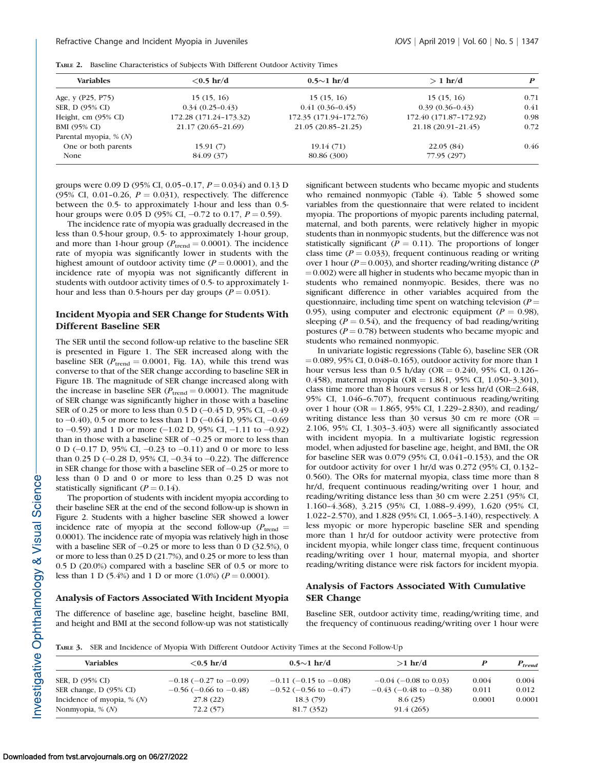TABLE 2. Baseline Characteristics of Subjects With Different Outdoor Activity Times

| Variables | <0.5 hr/d | 0.5~1 hr/d | > 1 hr/d | P |
|---|---|---|---|---|
| Age, y (P25, P75) | 15 (15, 16) | 15 (15, 16) | 15 (15, 16) | 0.71 |
| SER, D (95% CI) | 0.34 (0.25–0.43) | 0.41 (0.36–0.45) | 0.39 (0.36–0.43) | 0.41 |
| Height, cm (95% CI) | 172.28 (171.24–173.32) | 172.35 (171.94–172.76) | 172.40 (171.87–172.92) | 0.98 |
| BMI (95% CI) | 21.17 (20.65–21.69) | 21.05 (20.85–21.25) | 21.18 (20.91–21.45) | 0.72 |
| Parental myopia, % (N) | | | | |
| One or both parents | 15.91 (7) | 19.14 (71) | 22.05 (84) | 0.46 |
| None | 84.09 (37) | 80.86 (300) | 77.95 (297) | |

groups were 0.09 D (95% CI, 0.05–0.17, $P = 0.034$) and 0.13 D (95% CI, 0.01–0.26, $P = 0.031$), respectively. The difference between the 0.5- to approximately 1-hour and less than 0.5-hour groups were 0.05 D (95% CI, −0.72 to 0.17, $P = 0.59$).

The incidence rate of myopia was gradually decreased in the less than 0.5-hour group, 0.5- to approximately 1-hour group, and more than 1-hour group ($P_{trend} = 0.0001$). The incidence rate of myopia was significantly lower in students with the highest amount of outdoor activity time ($P = 0.0001$), and the incidence rate of myopia was not significantly different in students with outdoor activity times of 0.5- to approximately 1-hour and less than 0.5-hours per day groups ($P = 0.051$).

## Incident Myopia and SER Change for Students With Different Baseline SER

The SER until the second follow-up relative to the baseline SER is presented in Figure 1. The SER increased along with the baseline SER ($P_{trend} = 0.0001$, Fig. 1A), while this trend was converse to that of the SER change according to baseline SER in Figure 1B. The magnitude of SER change increased along with the increase in baseline SER ($P_{trend} = 0.0001$). The magnitude of SER change was significantly higher in those with a baseline SER of 0.25 or more to less than 0.5 D (−0.45 D, 95% CI, −0.49 to −0.40), 0.5 or more to less than 1 D (−0.64 D, 95% CI, −0.69 to −0.59) and 1 D or more (−1.02 D, 95% CI, −1.11 to −0.92) than in those with a baseline SER of −0.25 or more to less than 0 D (−0.17 D, 95% CI, −0.23 to −0.11) and 0 or more to less than 0.25 D (−0.28 D, 95% CI, −0.34 to −0.22). The difference in SER change for those with a baseline SER of −0.25 or more to less than 0 D and 0 or more to less than 0.25 D was not statistically significant ($P = 0.14$).

The proportion of students with incident myopia according to their baseline SER at the end of the second follow-up is shown in Figure 2. Students with a higher baseline SER showed a lower incidence rate of myopia at the second follow-up ($P_{trend} = 0.0001$). The incidence rate of myopia was relatively high in those with a baseline SER of −0.25 or more to less than 0 D (32.5%), 0 or more to less than 0.25 D (21.7%), and 0.25 or more to less than 0.5 D (20.0%) compared with a baseline SER of 0.5 or more to less than 1 D (5.4%) and 1 D or more (1.0%) ($P = 0.0001$).

## Analysis of Factors Associated With Incident Myopia

The difference of baseline age, baseline height, baseline BMI, and height and BMI at the second follow-up was not statistically significant between students who became myopic and students who remained nonmyopic (Table 4). Table 5 showed some variables from the questionnaire that were related to incident myopia. The proportions of myopic parents including paternal, maternal, and both parents, were relatively higher in myopic students than in nonmyopic students, but the difference was not statistically significant ($P = 0.11$). The proportions of longer class time ($P = 0.033$), frequent continuous reading or writing over 1 hour ($P = 0.003$), and shorter reading/writing distance ($P = 0.002$) were all higher in students who became myopic than in students who remained nonmyopic. Besides, there was no significant difference in other variables acquired from the questionnaire, including time spent on watching television ($P = 0.95$), using computer and electronic equipment ($P = 0.98$), sleeping ($P = 0.54$), and the frequency of bad reading/writing postures ($P = 0.78$) between students who became myopic and students who remained nonmyopic.

In univariate logistic regressions (Table 6), baseline SER (OR = 0.089, 95% CI, 0.048–0.165), outdoor activity for more than 1 hour versus less than 0.5 h/day (OR = 0.240, 95% CI, 0.126–0.458), maternal myopia (OR = 1.861, 95% CI, 1.050–3.301), class time more than 8 hours versus 8 or less hr/d (OR=2.648, 95% CI, 1.046–6.707), frequent continuous reading/writing over 1 hour (OR = 1.865, 95% CI, 1.229–2.830), and reading/writing distance less than 30 versus 30 cm re more (OR = 2.106, 95% CI, 1.303–3.403) were all significantly associated with incident myopia. In a multivariate logistic regression model, when adjusted for baseline age, height, and BMI, the OR for baseline SER was 0.079 (95% CI, 0.041–0.153), and the OR for outdoor activity for over 1 hr/d was 0.272 (95% CI, 0.132–0.560). The ORs for maternal myopia, class time more than 8 hr/d, frequent continuous reading/writing over 1 hour, and reading/writing distance less than 30 cm were 2.251 (95% CI, 1.160–4.368), 3.215 (95% CI, 1.088–9.499), 1.620 (95% CI, 1.022–2.570), and 1.828 (95% CI, 1.065–3.140), respectively. A less myopic or more hyperopic baseline SER and spending more than 1 hr/d for outdoor activity were protective from incident myopia, while longer class time, frequent continuous reading/writing over 1 hour, maternal myopia, and shorter reading/writing distance were risk factors for incident myopia.

## Analysis of Factors Associated With Cumulative SER Change

Baseline SER, outdoor activity time, reading/writing time, and the frequency of continuous reading/writing over 1 hour were

TABLE 3. SER and Incidence of Myopia With Different Outdoor Activity Times at the Second Follow-Up

| Variables | <0.5 hr/d | 0.5~1 hr/d | >1 hr/d | P | $P_{trend}$ |
|---|---|---|---|---|---|
| SER, D (95% CI) | −0.18 (−0.27 to −0.09) | −0.11 (−0.15 to −0.08) | −0.04 (−0.08 to 0.03) | 0.004 | 0.004 |
| SER change, D (95% CI) | −0.56 (−0.66 to −0.48) | −0.52 (−0.56 to −0.47) | −0.43 (−0.48 to −0.38) | 0.011 | 0.012 |
| Incidence of myopia, % (N) | 27.8 (22) | 18.3 (79) | 8.6 (25) | 0.0001 | 0.0001 |
| Nonmyopia, % (N) | 72.2 (57) | 81.7 (352) | 91.4 (265) | | |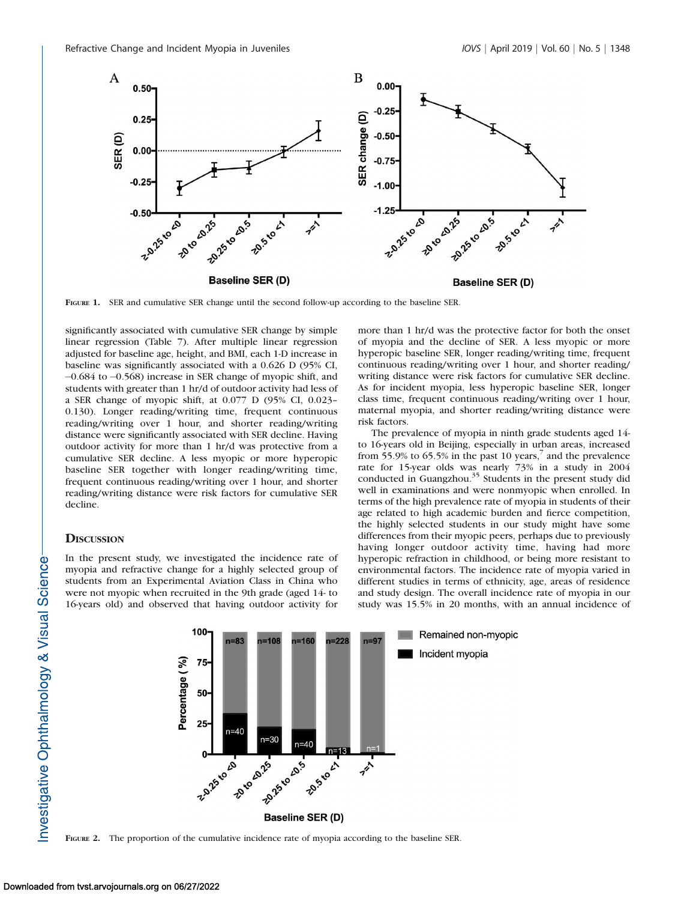FIGURE 1. SER and cumulative SER change until the second follow-up according to the baseline SER.

significantly associated with cumulative SER change by simple linear regression (Table 7). After multiple linear regression adjusted for baseline age, height, and BMI, each 1-D increase in baseline was significantly associated with a 0.626 D (95% CI, –0.684 to –0.568) increase in SER change of myopic shift, and students with greater than 1 hr/d of outdoor activity had less of a SER change of myopic shift, at 0.077 D (95% CI, 0.023–0.130). Longer reading/writing time, frequent continuous reading/writing over 1 hour, and shorter reading/writing distance were significantly associated with SER decline. Having outdoor activity for more than 1 hr/d was protective from a cumulative SER decline. A less myopic or more hyperopic baseline SER together with longer reading/writing time, frequent continuous reading/writing over 1 hour, and shorter reading/writing distance were risk factors for cumulative SER decline.

## DISCUSSION

In the present study, we investigated the incidence rate of myopia and refractive change for a highly selected group of students from an Experimental Aviation Class in China who were not myopic when recruited in the 9th grade (aged 14- to 16-years old) and observed that having outdoor activity for more than 1 hr/d was the protective factor for both the onset of myopia and the decline of SER. A less myopic or more hyperopic baseline SER, longer reading/writing time, frequent continuous reading/writing over 1 hour, and shorter reading/writing distance were risk factors for cumulative SER decline. As for incident myopia, less hyperopic baseline SER, longer class time, frequent continuous reading/writing over 1 hour, maternal myopia, and shorter reading/writing distance were risk factors.

The prevalence of myopia in ninth grade students aged 14- to 16-years old in Beijing, especially in urban areas, increased from 55.9% to 65.5% in the past 10 years,[7] and the prevalence rate for 15-year olds was nearly 73% in a study in 2004 conducted in Guangzhou.[35] Students in the present study did well in examinations and were nonmyopic when enrolled. In terms of the high prevalence rate of myopia in students of their age related to high academic burden and fierce competition, the highly selected students in our study might have some differences from their myopic peers, perhaps due to previously having longer outdoor activity time, having had more hyperopic refraction in childhood, or being more resistant to environmental factors. The incidence rate of myopia varied in different studies in terms of ethnicity, age, areas of residence and study design. The overall incidence rate of myopia in our study was 15.5% in 20 months, with an annual incidence of

FIGURE 2. The proportion of the cumulative incidence rate of myopia according to the baseline SER.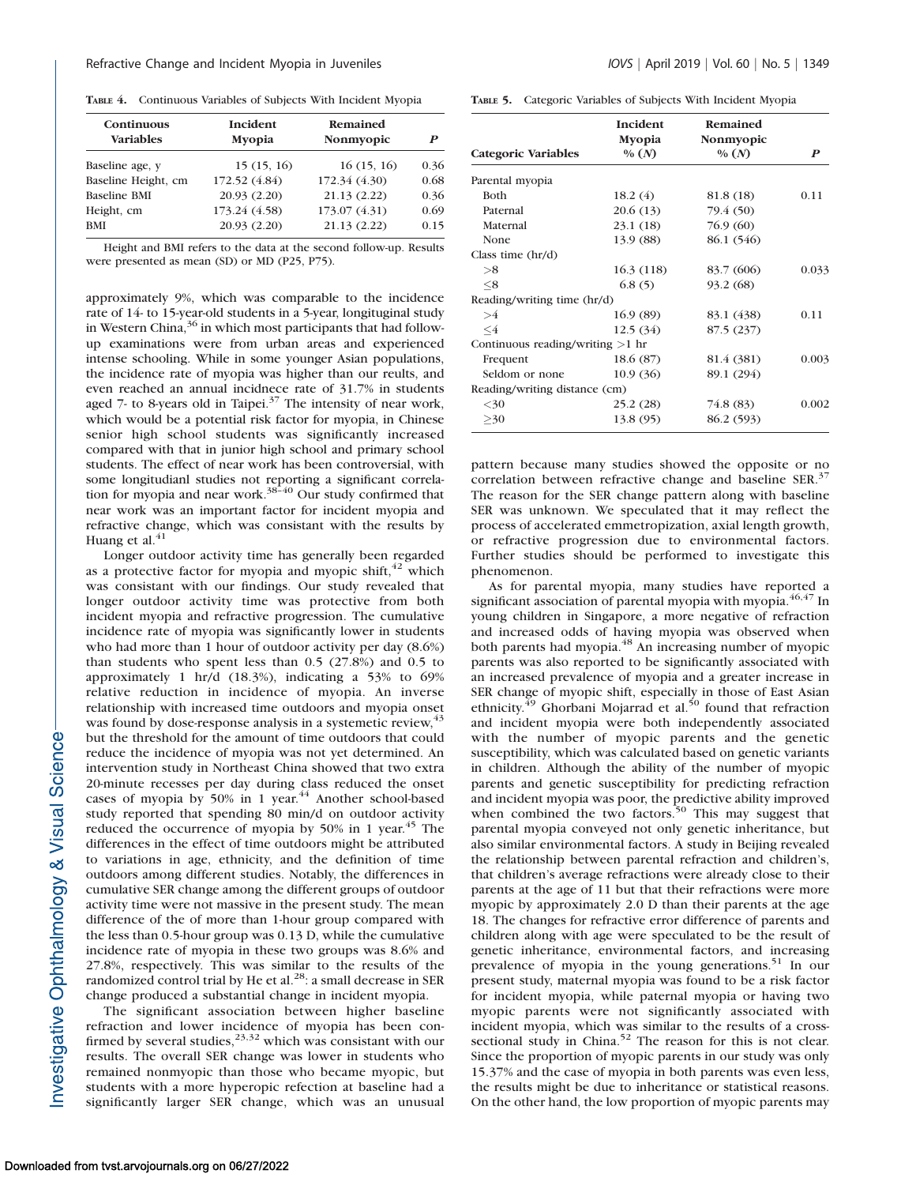**TABLE 4.** Continuous Variables of Subjects With Incident Myopia

| Continuous Variables | Incident Myopia | Remained Nonmyopic | P |
|---|---|---|---|
| Baseline age, y | 15 (15, 16) | 16 (15, 16) | 0.36 |
| Baseline Height, cm | 172.52 (4.84) | 172.34 (4.30) | 0.68 |
| Baseline BMI | 20.93 (2.20) | 21.13 (2.22) | 0.36 |
| Height, cm | 173.24 (4.58) | 173.07 (4.31) | 0.69 |
| BMI | 20.93 (2.20) | 21.13 (2.22) | 0.15 |

Height and BMI refers to the data at the second follow-up. Results were presented as mean (SD) or MD (P25, P75).

approximately 9%, which was comparable to the incidence rate of 14- to 15-year-old students in a 5-year, longituginal study in Western China,[36] in which most participants that had follow-up examinations were from urban areas and experienced intense schooling. While in some younger Asian populations, the incidence rate of myopia was higher than our reults, and even reached an annual incidnece rate of 31.7% in students aged 7- to 8-years old in Taipei.[37] The intensity of near work, which would be a potential risk factor for myopia, in Chinese senior high school students was significantly increased compared with that in junior high school and primary school students. The effect of near work has been controversial, with some longitudianl studies not reporting a significant correlation for myopia and near work.[38–40] Our study confirmed that near work was an important factor for incident myopia and refractive change, which was consistant with the results by Huang et al.[41]

Longer outdoor activity time has generally been regarded as a protective factor for myopia and myopic shift,[42] which was consistant with our findings. Our study revealed that longer outdoor activity time was protective from both incident myopia and refractive progression. The cumulative incidence rate of myopia was significantly lower in students who had more than 1 hour of outdoor activity per day (8.6%) than students who spent less than 0.5 (27.8%) and 0.5 to approximately 1 hr/d (18.3%), indicating a 53% to 69% relative reduction in incidence of myopia. An inverse relationship with increased time outdoors and myopia onset was found by dose-response analysis in a systemetic review,[43] but the threshold for the amount of time outdoors that could reduce the incidence of myopia was not yet determined. An intervention study in Northeast China showed that two extra 20-minute recesses per day during class reduced the onset cases of myopia by 50% in 1 year.[44] Another school-based study reported that spending 80 min/d on outdoor activity reduced the occurrence of myopia by 50% in 1 year.[45] The differences in the effect of time outdoors might be attributed to variations in age, ethnicity, and the definition of time outdoors among different studies. Notably, the differences in cumulative SER change among the different groups of outdoor activity time were not massive in the present study. The mean difference of the of more than 1-hour group compared with the less than 0.5-hour group was 0.13 D, while the cumulative incidence rate of myopia in these two groups was 8.6% and 27.8%, respectively. This was similar to the results of the randomized control trial by He et al.[28]: a small decrease in SER change produced a substantial change in incident myopia.

The significant association between higher baseline refraction and lower incidence of myopia has been confirmed by several studies,[23,32] which was consistant with our results. The overall SER change was lower in students who remained nonmyopic than those who became myopic, but students with a more hyperopic refection at baseline had a significantly larger SER change, which was an unusual

**TABLE 5.** Categoric Variables of Subjects With Incident Myopia

| Categoric Variables | Incident Myopia % (N) | Remained Nonmyopic % (N) | P |
|---|---|---|---|
| Parental myopia | | | |
| Both | 18.2 (4) | 81.8 (18) | 0.11 |
| Paternal | 20.6 (13) | 79.4 (50) | |
| Maternal | 23.1 (18) | 76.9 (60) | |
| None | 13.9 (88) | 86.1 (546) | |
| Class time (hr/d) | | | |
| >8 | 16.3 (118) | 83.7 (606) | 0.033 |
| ≤8 | 6.8 (5) | 93.2 (68) | |
| Reading/writing time (hr/d) | | | |
| >4 | 16.9 (89) | 83.1 (438) | 0.11 |
| ≤4 | 12.5 (34) | 87.5 (237) | |
| Continuous reading/writing >1 hr | | | |
| Frequent | 18.6 (87) | 81.4 (381) | 0.003 |
| Seldom or none | 10.9 (36) | 89.1 (294) | |
| Reading/writing distance (cm) | | | |
| <30 | 25.2 (28) | 74.8 (83) | 0.002 |
| ≥30 | 13.8 (95) | 86.2 (593) | |

pattern because many studies showed the opposite or no correlation between refractive change and baseline SER.[37] The reason for the SER change pattern along with baseline SER was unknown. We speculated that it may reflect the process of accelerated emmetropization, axial length growth, or refractive progression due to environmental factors. Further studies should be performed to investigate this phenomenon.

As for parental myopia, many studies have reported a significant association of parental myopia with myopia.[46,47] In young children in Singapore, a more negative of refraction and increased odds of having myopia was observed when both parents had myopia.[48] An increasing number of myopic parents was also reported to be significantly associated with an increased prevalence of myopia and a greater increase in SER change of myopic shift, especially in those of East Asian ethnicity.[49] Ghorbani Mojarrad et al.[50] found that refraction and incident myopia were both independently associated with the number of myopic parents and the genetic susceptibility, which was calculated based on genetic variants in children. Although the ability of the number of myopic parents and genetic susceptibility for predicting refraction and incident myopia was poor, the predictive ability improved when combined the two factors.[50] This may suggest that parental myopia conveyed not only genetic inheritance, but also similar environmental factors. A study in Beijing revealed the relationship between parental refraction and children's, that children's average refractions were already close to their parents at the age of 11 but that their refractions were more myopic by approximately 2.0 D than their parents at the age 18. The changes for refractive error difference of parents and children along with age were speculated to be the result of genetic inheritance, environmental factors, and increasing prevalence of myopia in the young generations.[51] In our present study, maternal myopia was found to be a risk factor for incident myopia, while paternal myopia or having two myopic parents were not significantly associated with incident myopia, which was similar to the results of a cross-sectional study in China.[52] The reason for this is not clear. Since the proportion of myopic parents in our study was only 15.37% and the case of myopia in both parents was even less, the results might be due to inheritance or statistical reasons. On the other hand, the low proportion of myopic parents may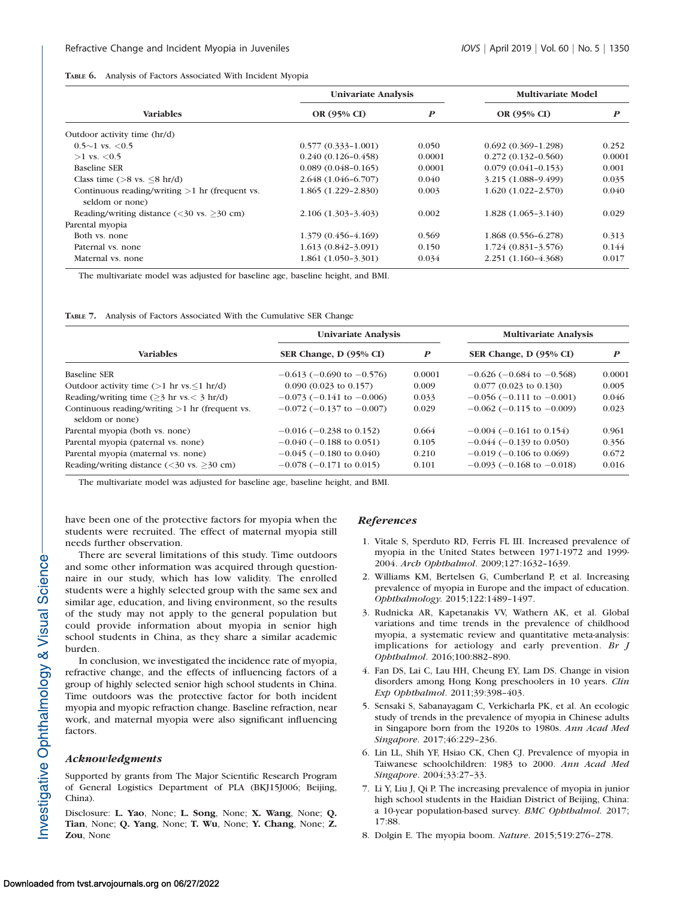**Table 6.** Analysis of Factors Associated With Incident Myopia

| Variables | Univariate Analysis | | Multivariate Model | |
|---|---|---|---|---|
| | OR (95% CI) | *P* | OR (95% CI) | *P* |
| Outdoor activity time (hr/d) | | | | |
| 0.5~1 vs. <0.5 | 0.577 (0.333–1.001) | 0.050 | 0.692 (0.369–1.298) | 0.252 |
| >1 vs. <0.5 | 0.240 (0.126–0.458) | 0.0001 | 0.272 (0.132–0.560) | 0.0001 |
| Baseline SER | 0.089 (0.048–0.165) | 0.0001 | 0.079 (0.041–0.153) | 0.001 |
| Class time (>8 vs. ≤8 hr/d) | 2.648 (1.046–6.707) | 0.040 | 3.215 (1.088–9.499) | 0.035 |
| Continuous reading/writing >1 hr (frequent vs. seldom or none) | 1.865 (1.229–2.830) | 0.003 | 1.620 (1.022–2.570) | 0.040 |
| Reading/writing distance (<30 vs. ≥30 cm) | 2.106 (1.303–3.403) | 0.002 | 1.828 (1.065–3.140) | 0.029 |
| Parental myopia | | | | |
| Both vs. none | 1.379 (0.456–4.169) | 0.569 | 1.868 (0.556–6.278) | 0.313 |
| Paternal vs. none | 1.613 (0.842–3.091) | 0.150 | 1.724 (0.831–3.576) | 0.144 |
| Maternal vs. none | 1.861 (1.050–3.301) | 0.034 | 2.251 (1.160–4.368) | 0.017 |

The multivariate model was adjusted for baseline age, baseline height, and BMI.

**Table 7.** Analysis of Factors Associated With the Cumulative SER Change

| Variables | Univariate Analysis | | Multivariate Analysis | |
|---|---|---|---|---|
| | SER Change, D (95% CI) | *P* | SER Change, D (95% CI) | *P* |
| Baseline SER | −0.613 (−0.690 to −0.576) | 0.0001 | −0.626 (−0.684 to −0.568) | 0.0001 |
| Outdoor activity time (>1 hr vs.≤1 hr/d) | 0.090 (0.023 to 0.157) | 0.009 | 0.077 (0.023 to 0.130) | 0.005 |
| Reading/writing time (≥3 hr vs.< 3 hr/d) | −0.073 (−0.141 to −0.006) | 0.033 | −0.056 (−0.111 to −0.001) | 0.046 |
| Continuous reading/writing >1 hr (frequent vs. seldom or none) | −0.072 (−0.137 to −0.007) | 0.029 | −0.062 (−0.115 to −0.009) | 0.023 |
| Parental myopia (both vs. none) | −0.016 (−0.238 to 0.152) | 0.664 | −0.004 (−0.161 to 0.154) | 0.961 |
| Parental myopia (paternal vs. none) | −0.040 (−0.188 to 0.051) | 0.105 | −0.044 (−0.139 to 0.050) | 0.356 |
| Parental myopia (maternal vs. none) | −0.045 (−0.180 to 0.040) | 0.210 | −0.019 (−0.106 to 0.069) | 0.672 |
| Reading/writing distance (<30 vs. ≥30 cm) | −0.078 (−0.171 to 0.015) | 0.101 | −0.093 (−0.168 to −0.018) | 0.016 |

The multivariate model was adjusted for baseline age, baseline height, and BMI.

have been one of the protective factors for myopia when the students were recruited. The effect of maternal myopia still needs further observation.

There are several limitations of this study. Time outdoors and some other information was acquired through questionnaire in our study, which has low validity. The enrolled students were a highly selected group with the same sex and similar age, education, and living environment, so the results of the study may not apply to the general population but could provide information about myopia in senior high school students in China, as they share a similar academic burden.

In conclusion, we investigated the incidence rate of myopia, refractive change, and the effects of influencing factors of a group of highly selected senior high school students in China. Time outdoors was the protective factor for both incident myopia and myopic refraction change. Baseline refraction, near work, and maternal myopia were also significant influencing factors.

## Acknowledgments

Supported by grants from The Major Scientific Research Program of General Logistics Department of PLA (BKJ15J006; Beijing, China).

Disclosure: **L. Yao**, None; **L. Song**, None; **X. Wang**, None; **Q. Tian**, None; **Q. Yang**, None; **T. Wu**, None; **Y. Chang**, None; **Z. Zou**, None

## References

1. Vitale S, Sperduto RD, Ferris FL III. Increased prevalence of myopia in the United States between 1971-1972 and 1999-2004. *Arch Ophthalmol*. 2009;127:1632–1639.
2. Williams KM, Bertelsen G, Cumberland P, et al. Increasing prevalence of myopia in Europe and the impact of education. *Ophthalmology*. 2015;122:1489–1497.
3. Rudnicka AR, Kapetanakis VV, Wathern AK, et al. Global variations and time trends in the prevalence of childhood myopia, a systematic review and quantitative meta-analysis: implications for aetiology and early prevention. *Br J Ophthalmol*. 2016;100:882–890.
4. Fan DS, Lai C, Lau HH, Cheung EY, Lam DS. Change in vision disorders among Hong Kong preschoolers in 10 years. *Clin Exp Ophthalmol*. 2011;39:398–403.
5. Sensaki S, Sabanayagam C, Verkicharla PK, et al. An ecologic study of trends in the prevalence of myopia in Chinese adults in Singapore born from the 1920s to 1980s. *Ann Acad Med Singapore*. 2017;46:229–236.
6. Lin LL, Shih YF, Hsiao CK, Chen CJ. Prevalence of myopia in Taiwanese schoolchildren: 1983 to 2000. *Ann Acad Med Singapore*. 2004;33:27–33.
7. Li Y, Liu J, Qi P. The increasing prevalence of myopia in junior high school students in the Haidian District of Beijing, China: a 10-year population-based survey. *BMC Ophthalmol*. 2017;17:88.
8. Dolgin E. The myopia boom. *Nature*. 2015;519:276–278.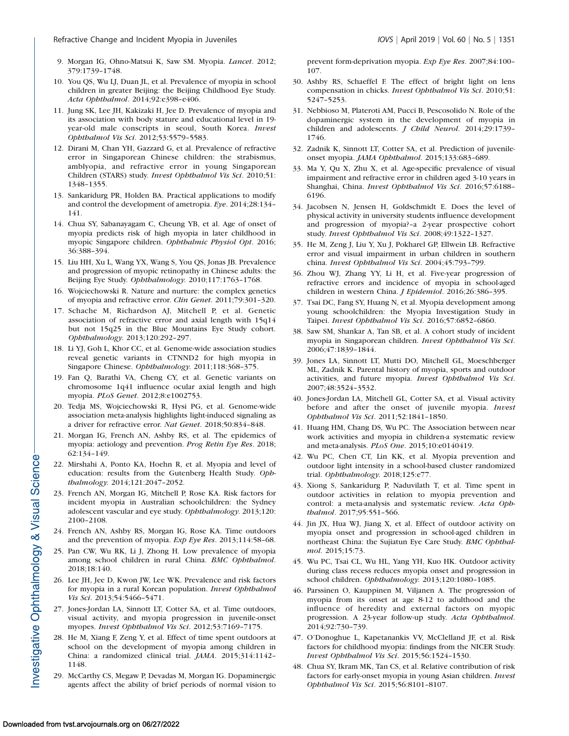9. Morgan IG, Ohno-Matsui K, Saw SM. Myopia. *Lancet*. 2012; 379:1739–1748.
10. You QS, Wu LJ, Duan JL, et al. Prevalence of myopia in school children in greater Beijing: the Beijing Childhood Eye Study. *Acta Ophthalmol*. 2014;92:e398–e406.
11. Jung SK, Lee JH, Kakizaki H, Jee D. Prevalence of myopia and its association with body stature and educational level in 19-year-old male conscripts in seoul, South Korea. *Invest Ophthalmol Vis Sci*. 2012;53:5579–5583.
12. Dirani M, Chan YH, Gazzard G, et al. Prevalence of refractive error in Singaporean Chinese children: the strabismus, amblyopia, and refractive error in young Singaporean Children (STARS) study. *Invest Ophthalmol Vis Sci*. 2010;51: 1348–1355.
13. Sankaridurg PR, Holden BA. Practical applications to modify and control the development of ametropia. *Eye*. 2014;28:134–141.
14. Chua SY, Sabanayagam C, Cheung YB, et al. Age of onset of myopia predicts risk of high myopia in later childhood in myopic Singapore children. *Ophthalmic Physiol Opt*. 2016; 36:388–394.
15. Liu HH, Xu L, Wang YX, Wang S, You QS, Jonas JB. Prevalence and progression of myopic retinopathy in Chinese adults: the Beijing Eye Study. *Ophthalmology*. 2010;117:1763–1768.
16. Wojciechowski R. Nature and nurture: the complex genetics of myopia and refractive error. *Clin Genet*. 2011;79:301–320.
17. Schache M, Richardson AJ, Mitchell P, et al. Genetic association of refractive error and axial length with 15q14 but not 15q25 in the Blue Mountains Eye Study cohort. *Ophthalmology*. 2013;120:292–297.
18. Li YJ, Goh L, Khor CC, et al. Genome-wide association studies reveal genetic variants in CTNND2 for high myopia in Singapore Chinese. *Ophthalmology*. 2011;118:368–375.
19. Fan Q, Barathi VA, Cheng CY, et al. Genetic variants on chromosome 1q41 influence ocular axial length and high myopia. *PLoS Genet*. 2012;8:e1002753.
20. Tedja MS, Wojciechowski R, Hysi PG, et al. Genome-wide association meta-analysis highlights light-induced signaling as a driver for refractive error. *Nat Genet*. 2018;50:834–848.
21. Morgan IG, French AN, Ashby RS, et al. The epidemics of myopia: aetiology and prevention. *Prog Retin Eye Res*. 2018; 62:134–149.
22. Mirshahi A, Ponto KA, Hoehn R, et al. Myopia and level of education: results from the Gutenberg Health Study. *Ophthalmology*. 2014;121:2047–2052.
23. French AN, Morgan IG, Mitchell P, Rose KA. Risk factors for incident myopia in Australian schoolchildren: the Sydney adolescent vascular and eye study. *Ophthalmology*. 2013;120: 2100–2108.
24. French AN, Ashby RS, Morgan IG, Rose KA. Time outdoors and the prevention of myopia. *Exp Eye Res*. 2013;114:58–68.
25. Pan CW, Wu RK, Li J, Zhong H. Low prevalence of myopia among school children in rural China. *BMC Ophthalmol*. 2018;18:140.
26. Lee JH, Jee D, Kwon JW, Lee WK. Prevalence and risk factors for myopia in a rural Korean population. *Invest Ophthalmol Vis Sci*. 2013;54:5466–5471.
27. Jones-Jordan LA, Sinnott LT, Cotter SA, et al. Time outdoors, visual activity, and myopia progression in juvenile-onset myopes. *Invest Ophthalmol Vis Sci*. 2012;53:7169–7175.
28. He M, Xiang F, Zeng Y, et al. Effect of time spent outdoors at school on the development of myopia among children in China: a randomized clinical trial. *JAMA*. 2015;314:1142–1148.
29. McCarthy CS, Megaw P, Devadas M, Morgan IG. Dopaminergic agents affect the ability of brief periods of normal vision to prevent form-deprivation myopia. *Exp Eye Res*. 2007;84:100–107.
30. Ashby RS, Schaeffel F. The effect of bright light on lens compensation in chicks. *Invest Ophthalmol Vis Sci*. 2010;51: 5247–5253.
31. Nebbioso M, Plateroti AM, Pucci B, Pescosolido N. Role of the dopaminergic system in the development of myopia in children and adolescents. *J Child Neurol*. 2014;29:1739–1746.
32. Zadnik K, Sinnott LT, Cotter SA, et al. Prediction of juvenile-onset myopia. *JAMA Ophthalmol*. 2015;133:683–689.
33. Ma Y, Qu X, Zhu X, et al. Age-specific prevalence of visual impairment and refractive error in children aged 3-10 years in Shanghai, China. *Invest Ophthalmol Vis Sci*. 2016;57:6188–6196.
34. Jacobsen N, Jensen H, Goldschmidt E. Does the level of physical activity in university students influence development and progression of myopia?–a 2-year prospective cohort study. *Invest Ophthalmol Vis Sci*. 2008;49:1322–1327.
35. He M, Zeng J, Liu Y, Xu J, Pokharel GP, Ellwein LB. Refractive error and visual impairment in urban children in southern china. *Invest Ophthalmol Vis Sci*. 2004;45:793–799.
36. Zhou WJ, Zhang YY, Li H, et al. Five-year progression of refractive errors and incidence of myopia in school-aged children in western China. *J Epidemiol*. 2016;26:386–395.
37. Tsai DC, Fang SY, Huang N, et al. Myopia development among young schoolchildren: the Myopia Investigation Study in Taipei. *Invest Ophthalmol Vis Sci*. 2016;57:6852–6860.
38. Saw SM, Shankar A, Tan SB, et al. A cohort study of incident myopia in Singaporean children. *Invest Ophthalmol Vis Sci*. 2006;47:1839–1844.
39. Jones LA, Sinnott LT, Mutti DO, Mitchell GL, Moeschberger ML, Zadnik K. Parental history of myopia, sports and outdoor activities, and future myopia. *Invest Ophthalmol Vis Sci*. 2007;48:3524–3532.
40. Jones-Jordan LA, Mitchell GL, Cotter SA, et al. Visual activity before and after the onset of juvenile myopia. *Invest Ophthalmol Vis Sci*. 2011;52:1841–1850.
41. Huang HM, Chang DS, Wu PC. The Association between near work activities and myopia in children-a systematic review and meta-analysis. *PLoS One*. 2015;10:e0140419.
42. Wu PC, Chen CT, Lin KK, et al. Myopia prevention and outdoor light intensity in a school-based cluster randomized trial. *Ophthalmology*. 2018;125:e77.
43. Xiong S, Sankaridurg P, Naduvilath T, et al. Time spent in outdoor activities in relation to myopia prevention and control: a meta-analysis and systematic review. *Acta Ophthalmol*. 2017;95:551–566.
44. Jin JX, Hua WJ, Jiang X, et al. Effect of outdoor activity on myopia onset and progression in school-aged children in northeast China: the Sujiatun Eye Care Study. *BMC Ophthalmol*. 2015;15:73.
45. Wu PC, Tsai CL, Wu HL, Yang YH, Kuo HK. Outdoor activity during class recess reduces myopia onset and progression in school children. *Ophthalmology*. 2013;120:1080–1085.
46. Parssinen O, Kauppinen M, Viljanen A. The progression of myopia from its onset at age 8-12 to adulthood and the influence of heredity and external factors on myopic progression. A 23-year follow-up study. *Acta Ophthalmol*. 2014;92:730–739.
47. O'Donoghue L, Kapetanankis VV, McClelland JF, et al. Risk factors for childhood myopia: findings from the NICER Study. *Invest Ophthalmol Vis Sci*. 2015;56:1524–1530.
48. Chua SY, Ikram MK, Tan CS, et al. Relative contribution of risk factors for early-onset myopia in young Asian children. *Invest Ophthalmol Vis Sci*. 2015;56:8101–8107.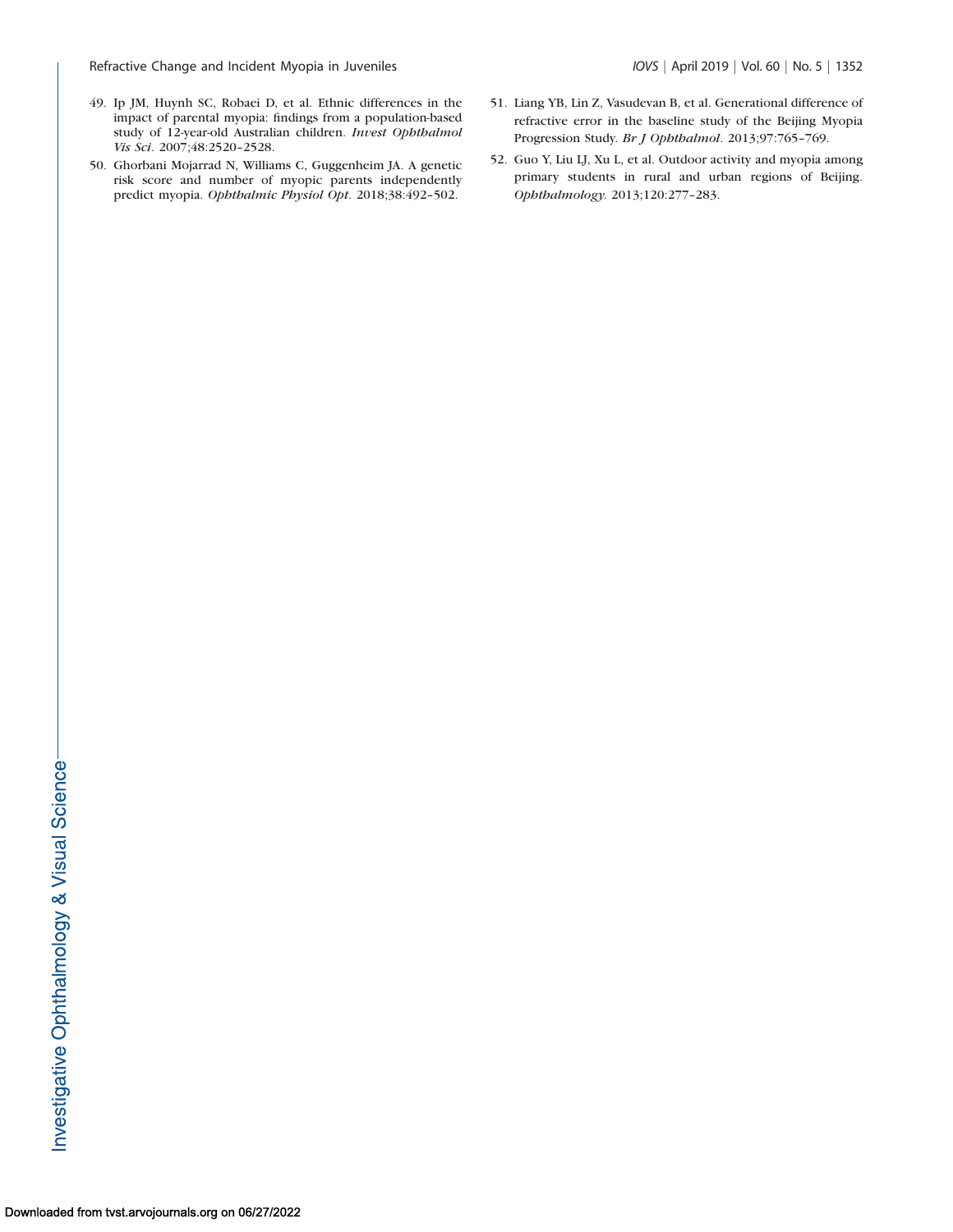49. Ip JM, Huynh SC, Robaei D, et al. Ethnic differences in the impact of parental myopia: findings from a population-based study of 12-year-old Australian children. *Invest Ophthalmol Vis Sci*. 2007;48:2520–2528.
50. Ghorbani Mojarrad N, Williams C, Guggenheim JA. A genetic risk score and number of myopic parents independently predict myopia. *Ophthalmic Physiol Opt*. 2018;38:492–502.
51. Liang YB, Lin Z, Vasudevan B, et al. Generational difference of refractive error in the baseline study of the Beijing Myopia Progression Study. *Br J Ophthalmol*. 2013;97:765–769.
52. Guo Y, Liu LJ, Xu L, et al. Outdoor activity and myopia among primary students in rural and urban regions of Beijing. *Ophthalmology*. 2013;120:277–283.